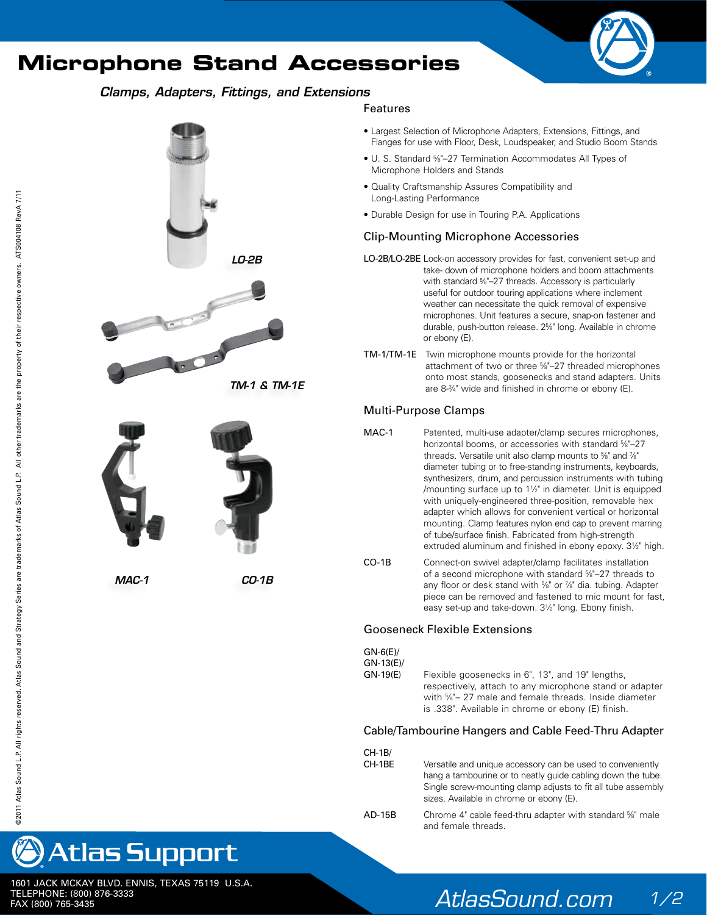# Microphone Stand Accessories

*Clamps, Adapters, Fittings, and Extensions*

LO-2B

TM-1 & TM-1E

MAC-1

CO-1B

## Features

- Largest Selection of Microphone Adapters, Extensions, Fittings, and Flanges for use with Floor, Desk, Loudspeaker, and Studio Boom Stands
- U. S. Standard ⅝"–27 Termination Accommodates All Types of Microphone Holders and Stands
- Quality Craftsmanship Assures Compatibility and Long-Lasting Performance
- Durable Design for use in Touring P.A. Applications

## Clip-Mounting Microphone Accessories

**LO-2B/LO-2BE** Lock-on accessory provides for fast, convenient set-up and take- down of microphone holders and boom attachments with standard ⅝"–27 threads. Accessory is particularly useful for outdoor touring applications where inclement weather can necessitate the quick removal of expensive microphones. Unit features a secure, snap-on fastener and durable, push-button release. 2⅝" long. Available in chrome or ebony (E).

**TM-1/TM-1E** Twin microphone mounts provide for the horizontal attachment of two or three ⅝"–27 threaded microphones onto most stands, goosenecks and stand adapters. Units are 8-¾" wide and finished in chrome or ebony (E).

## Multi-Purpose Clamps

**MAC-1** Patented, multi-use adapter/clamp secures microphones, horizontal booms, or accessories with standard ⅝"–27 threads. Versatile unit also clamp mounts to ⅝" and ⅞" diameter tubing or to free-standing instruments, keyboards, synthesizers, drum, and percussion instruments with tubing /mounting surface up to 1½" in diameter. Unit is equipped with uniquely-engineered three-position, removable hex adapter which allows for convenient vertical or horizontal mounting. Clamp features nylon end cap to prevent marring of tube/surface finish. Fabricated from high-strength extruded aluminum and finished in ebony epoxy. 3½" high.

**CO-1B** Connect-on swivel adapter/clamp facilitates installation of a second microphone with standard ⅝"–27 threads to any floor or desk stand with ⅝" or ⅞" dia. tubing. Adapter piece can be removed and fastened to mic mount for fast, easy set-up and take-down. 3½" long. Ebony finish.

## Gooseneck Flexible Extensions

**GN-6(E)/ GN-13(E)/ GN-19(E)** Flexible goosenecks in 6", 13", and 19" lengths, respectively, attach to any microphone stand or adapter with ⅝"– 27 male and female threads. Inside diameter is .338". Available in chrome or ebony (E) finish.

## Cable/Tambourine Hangers and Cable Feed-Thru Adapter

**CH-1B/ CH-1BE** Versatile and unique accessory can be used to conveniently hang a tambourine or to neatly guide cabling down the tube. Single screw-mounting clamp adjusts to fit all tube assembly sizes. Available in chrome or ebony (E).

**AD-15B** Chrome 4" cable feed-thru adapter with standard ⅝" male and female threads.

©2011 Atlas Sound L.P. All rights reserved. Atlas Sound and Strategy Series are trademarks of Atlas Sound L.P. All other trademarks are the property of their respective owners. ATS004108 RevA 7/11

Atlas Support

1601 JACK MCKAY BLVD. ENNIS, TEXAS 75119 U.S.A.
TELEPHONE: (800) 876-3333
FAX (800) 765-3435

AtlasSound.com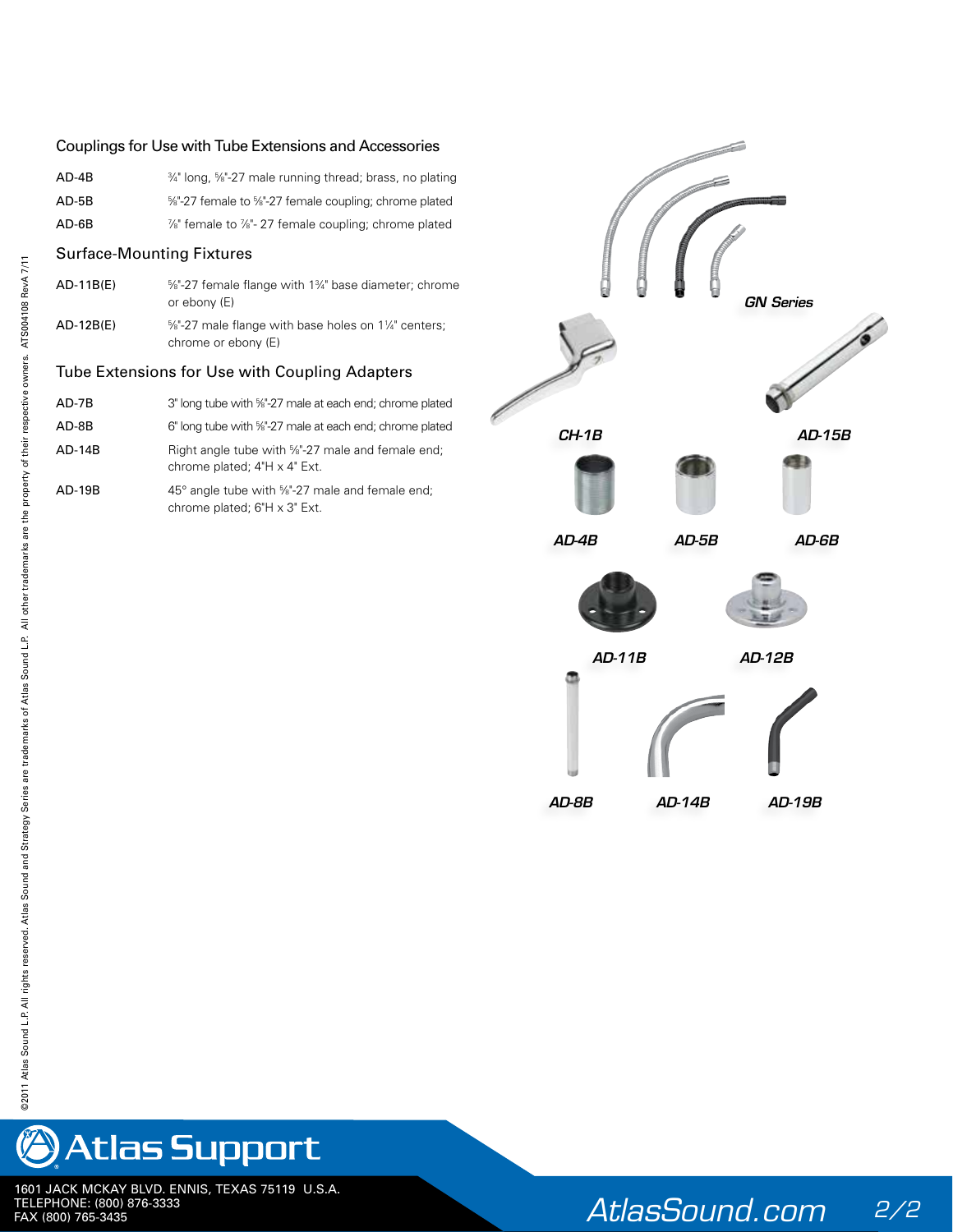## Couplings for Use with Tube Extensions and Accessories

| | |
|---|---|
| AD-4B | ¾" long, ⅝"-27 male running thread; brass, no plating |
| AD-5B | ⅝"-27 female to ⅝"-27 female coupling; chrome plated |
| AD-6B | ⅞" female to ⅞"- 27 female coupling; chrome plated |

## Surface-Mounting Fixtures

| | |
|---|---|
| AD-11B(E) | ⅝"-27 female flange with 1¾" base diameter; chrome or ebony (E) |
| AD-12B(E) | ⅝"-27 male flange with base holes on 1¼" centers; chrome or ebony (E) |

## Tube Extensions for Use with Coupling Adapters

| | |
|---|---|
| AD-7B | 3" long tube with ⅝"-27 male at each end; chrome plated |
| AD-8B | 6" long tube with ⅝"-27 male at each end; chrome plated |
| AD-14B | Right angle tube with ⅝"-27 male and female end; chrome plated; 4"H x 4" Ext. |
| AD-19B | 45° angle tube with ⅝"-27 male and female end; chrome plated; 6"H x 3" Ext. |

*GN Series*

*CH-1B*

*AD-15B*

*AD-4B*

*AD-5B*

*AD-6B*

*AD-11B*

*AD-12B*

*AD-8B*

*AD-14B*

*AD-19B*

©2011 Atlas Sound L.P. All rights reserved. Atlas Sound and Strategy Series are trademarks of Atlas Sound L.P. All other trademarks are the property of their respective owners. ATS004108 RevA 7/11

**Atlas Support**

1601 JACK MCKAY BLVD. ENNIS, TEXAS 75119 U.S.A.
TELEPHONE: (800) 876-3333
FAX (800) 765-3435

AtlasSound.com